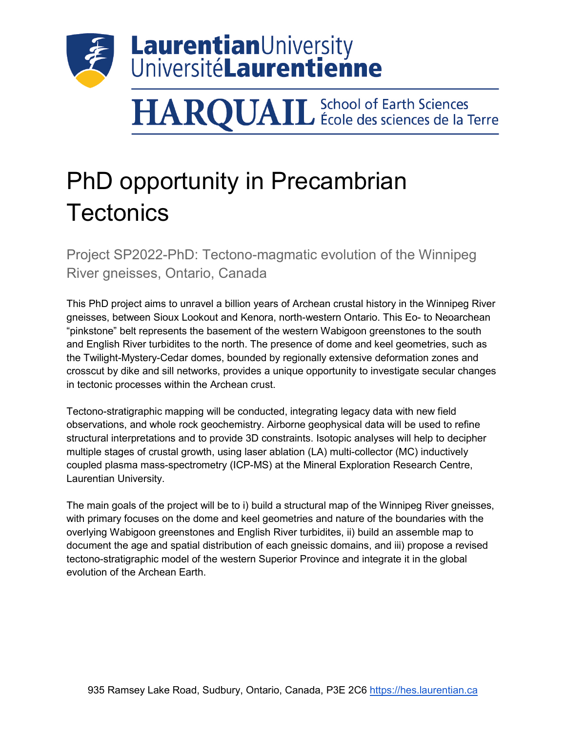LaurentianUniversity
UniversitéLaurentienne

HARQUAIL School of Earth Sciences
École des sciences de la Terre

# PhD opportunity in Precambrian Tectonics

## Project SP2022-PhD: Tectono-magmatic evolution of the Winnipeg River gneisses, Ontario, Canada

This PhD project aims to unravel a billion years of Archean crustal history in the Winnipeg River gneisses, between Sioux Lookout and Kenora, north-western Ontario. This Eo- to Neoarchean "pinkstone" belt represents the basement of the western Wabigoon greenstones to the south and English River turbidites to the north. The presence of dome and keel geometries, such as the Twilight-Mystery-Cedar domes, bounded by regionally extensive deformation zones and crosscut by dike and sill networks, provides a unique opportunity to investigate secular changes in tectonic processes within the Archean crust.

Tectono-stratigraphic mapping will be conducted, integrating legacy data with new field observations, and whole rock geochemistry. Airborne geophysical data will be used to refine structural interpretations and to provide 3D constraints. Isotopic analyses will help to decipher multiple stages of crustal growth, using laser ablation (LA) multi-collector (MC) inductively coupled plasma mass-spectrometry (ICP-MS) at the Mineral Exploration Research Centre, Laurentian University.

The main goals of the project will be to i) build a structural map of the Winnipeg River gneisses, with primary focuses on the dome and keel geometries and nature of the boundaries with the overlying Wabigoon greenstones and English River turbidites, ii) build an assemble map to document the age and spatial distribution of each gneissic domains, and iii) propose a revised tectono-stratigraphic model of the western Superior Province and integrate it in the global evolution of the Archean Earth.

935 Ramsey Lake Road, Sudbury, Ontario, Canada, P3E 2C6 https://hes.laurentian.ca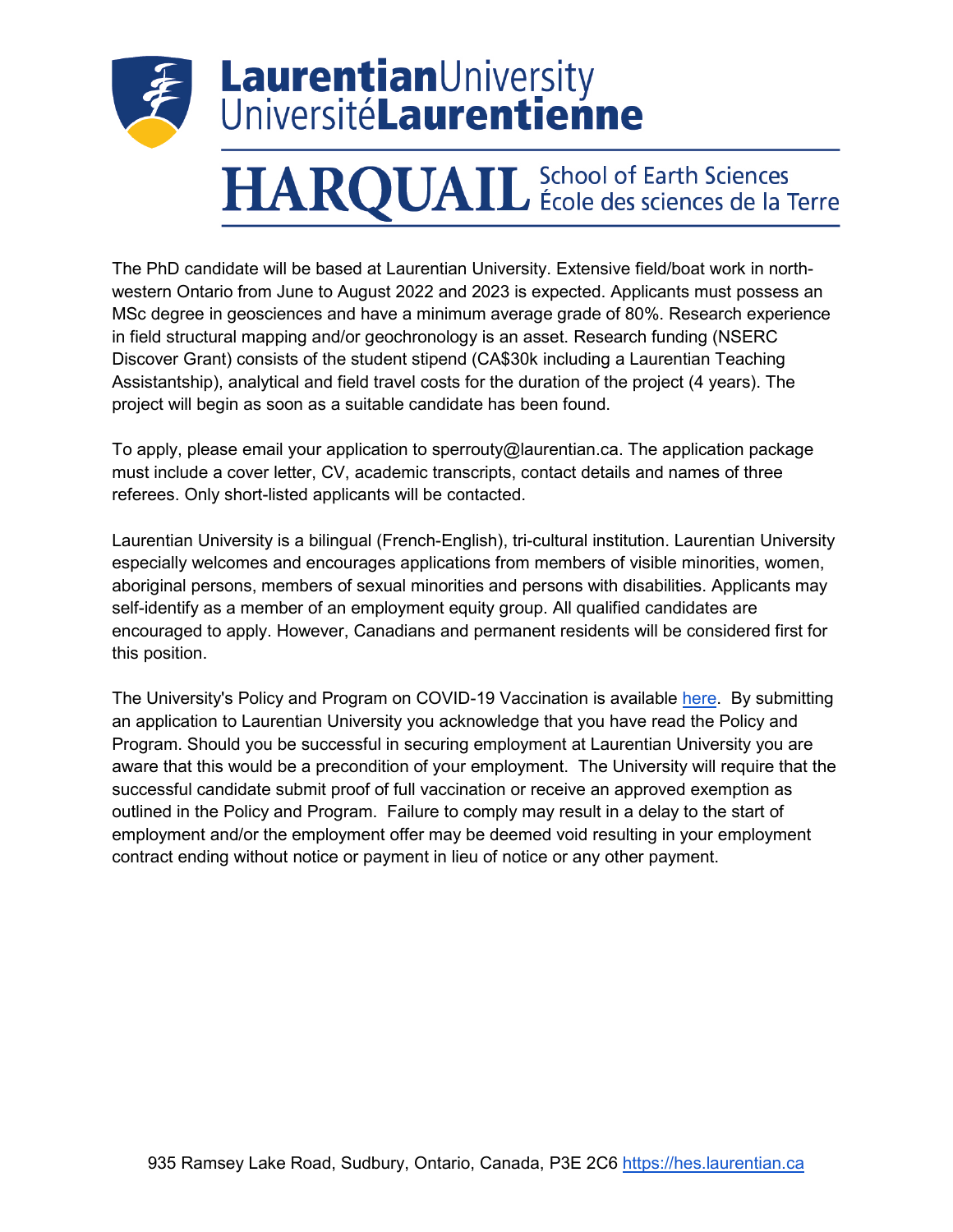Laurentian University
Université Laurentienne

HARQUAIL School of Earth Sciences
École des sciences de la Terre

The PhD candidate will be based at Laurentian University. Extensive field/boat work in north-western Ontario from June to August 2022 and 2023 is expected. Applicants must possess an MSc degree in geosciences and have a minimum average grade of 80%. Research experience in field structural mapping and/or geochronology is an asset. Research funding (NSERC Discover Grant) consists of the student stipend (CA$30k including a Laurentian Teaching Assistantship), analytical and field travel costs for the duration of the project (4 years). The project will begin as soon as a suitable candidate has been found.

To apply, please email your application to sperrouty@laurentian.ca. The application package must include a cover letter, CV, academic transcripts, contact details and names of three referees. Only short-listed applicants will be contacted.

Laurentian University is a bilingual (French-English), tri-cultural institution. Laurentian University especially welcomes and encourages applications from members of visible minorities, women, aboriginal persons, members of sexual minorities and persons with disabilities. Applicants may self-identify as a member of an employment equity group. All qualified candidates are encouraged to apply. However, Canadians and permanent residents will be considered first for this position.

The University's Policy and Program on COVID-19 Vaccination is available here. By submitting an application to Laurentian University you acknowledge that you have read the Policy and Program. Should you be successful in securing employment at Laurentian University you are aware that this would be a precondition of your employment. The University will require that the successful candidate submit proof of full vaccination or receive an approved exemption as outlined in the Policy and Program. Failure to comply may result in a delay to the start of employment and/or the employment offer may be deemed void resulting in your employment contract ending without notice or payment in lieu of notice or any other payment.

935 Ramsey Lake Road, Sudbury, Ontario, Canada, P3E 2C6 https://hes.laurentian.ca